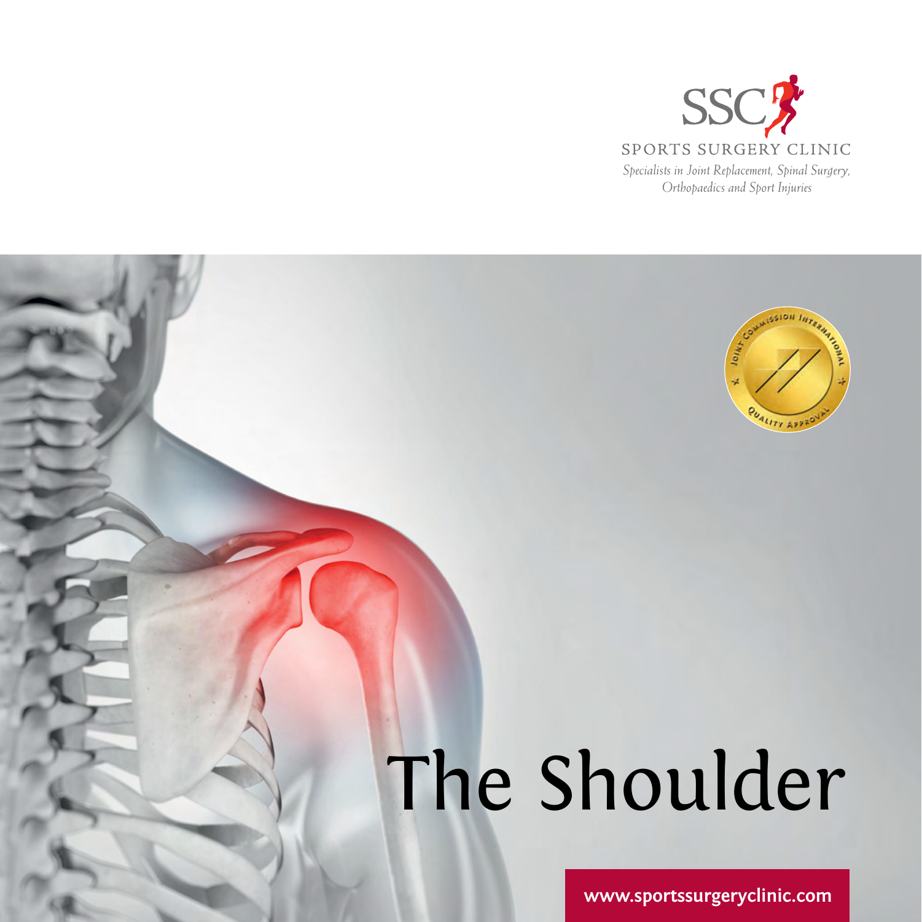SSC

SPORTS SURGERY CLINIC

*Specialists in Joint Replacement, Spinal Surgery, Orthopaedics and Sport Injuries*

# The Shoulder

www.sportssurgeryclinic.com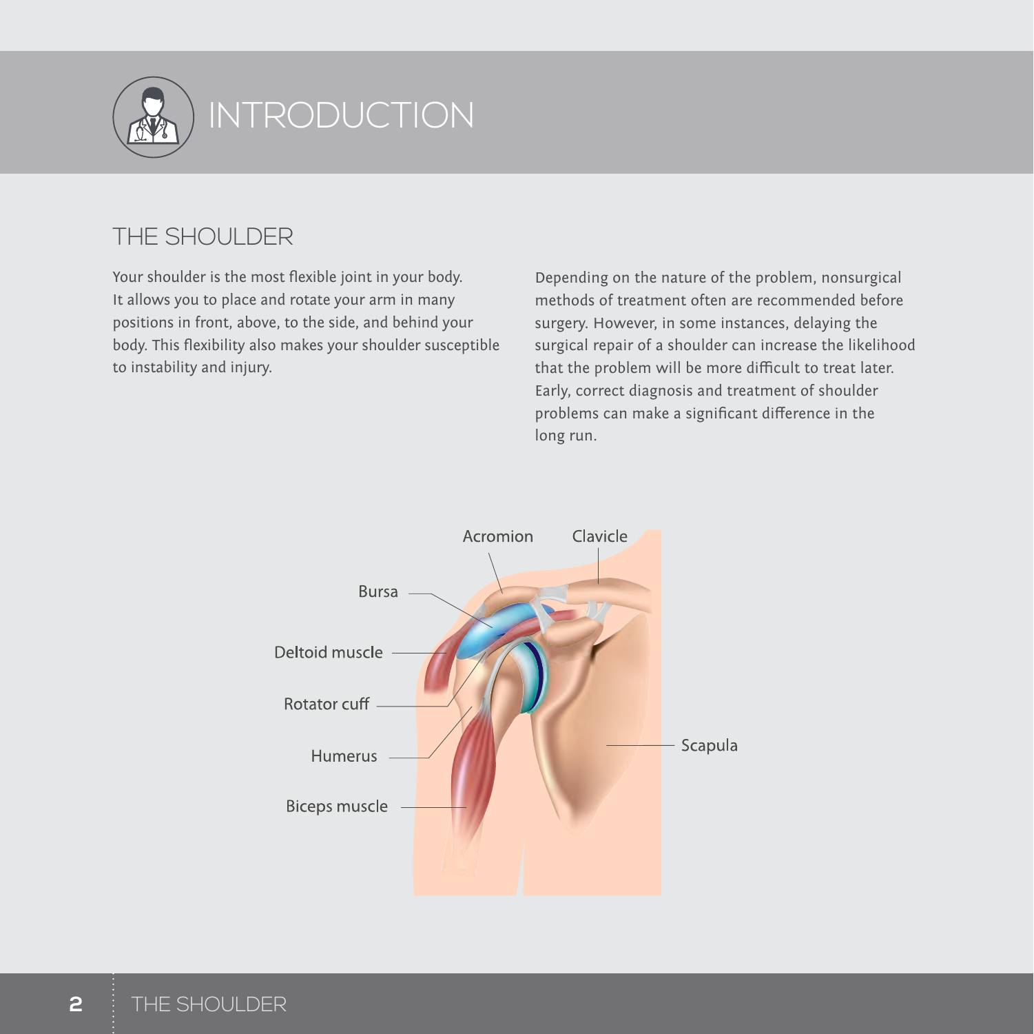# INTRODUCTION

## THE SHOULDER

Your shoulder is the most flexible joint in your body. It allows you to place and rotate your arm in many positions in front, above, to the side, and behind your body. This flexibility also makes your shoulder susceptible to instability and injury.

Depending on the nature of the problem, nonsurgical methods of treatment often are recommended before surgery. However, in some instances, delaying the surgical repair of a shoulder can increase the likelihood that the problem will be more difficult to treat later. Early, correct diagnosis and treatment of shoulder problems can make a significant difference in the long run.

Acromion

Clavicle

Bursa

Deltoid muscle

Rotator cuff

Humerus

Biceps muscle

Scapula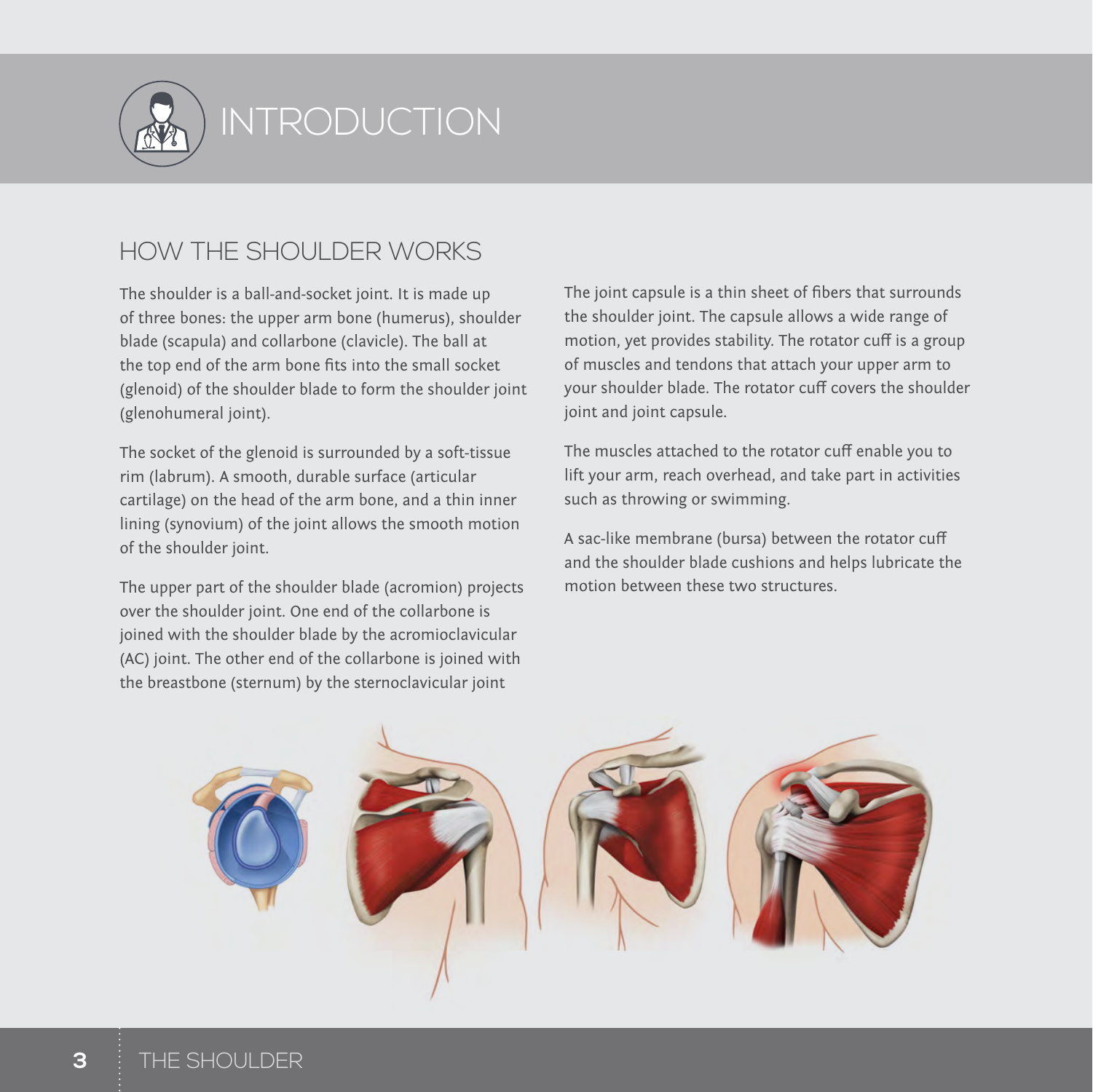# INTRODUCTION

## HOW THE SHOULDER WORKS

The shoulder is a ball-and-socket joint. It is made up of three bones: the upper arm bone (humerus), shoulder blade (scapula) and collarbone (clavicle). The ball at the top end of the arm bone fits into the small socket (glenoid) of the shoulder blade to form the shoulder joint (glenohumeral joint).

The socket of the glenoid is surrounded by a soft-tissue rim (labrum). A smooth, durable surface (articular cartilage) on the head of the arm bone, and a thin inner lining (synovium) of the joint allows the smooth motion of the shoulder joint.

The upper part of the shoulder blade (acromion) projects over the shoulder joint. One end of the collarbone is joined with the shoulder blade by the acromioclavicular (AC) joint. The other end of the collarbone is joined with the breastbone (sternum) by the sternoclavicular joint

The joint capsule is a thin sheet of fibers that surrounds the shoulder joint. The capsule allows a wide range of motion, yet provides stability. The rotator cuff is a group of muscles and tendons that attach your upper arm to your shoulder blade. The rotator cuff covers the shoulder joint and joint capsule.

The muscles attached to the rotator cuff enable you to lift your arm, reach overhead, and take part in activities such as throwing or swimming.

A sac-like membrane (bursa) between the rotator cuff and the shoulder blade cushions and helps lubricate the motion between these two structures.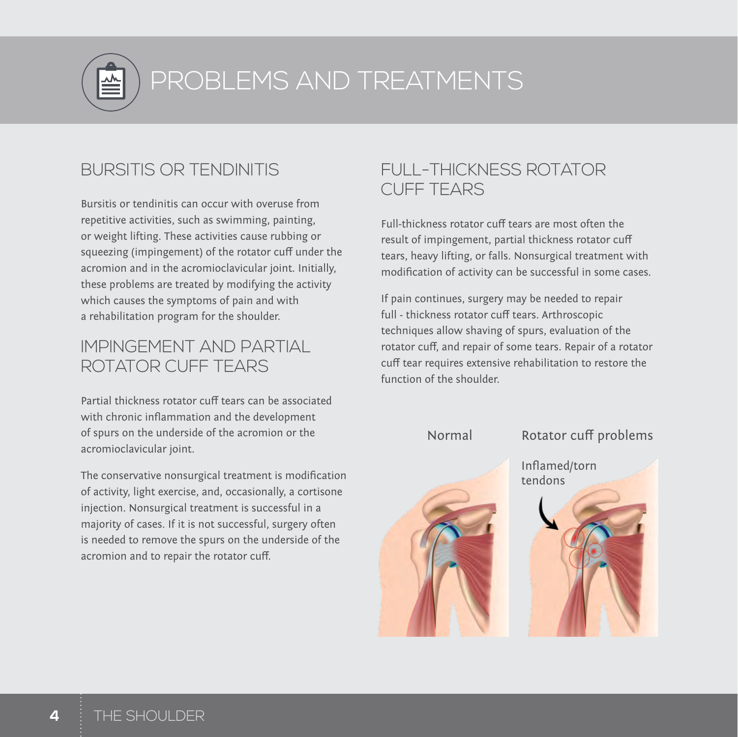# PROBLEMS AND TREATMENTS

## BURSITIS OR TENDINITIS

Bursitis or tendinitis can occur with overuse from repetitive activities, such as swimming, painting, or weight lifting. These activities cause rubbing or squeezing (impingement) of the rotator cuff under the acromion and in the acromioclavicular joint. Initially, these problems are treated by modifying the activity which causes the symptoms of pain and with a rehabilitation program for the shoulder.

## IMPINGEMENT AND PARTIAL ROTATOR CUFF TEARS

Partial thickness rotator cuff tears can be associated with chronic inflammation and the development of spurs on the underside of the acromion or the acromioclavicular joint.

The conservative nonsurgical treatment is modification of activity, light exercise, and, occasionally, a cortisone injection. Nonsurgical treatment is successful in a majority of cases. If it is not successful, surgery often is needed to remove the spurs on the underside of the acromion and to repair the rotator cuff.

## FULL-THICKNESS ROTATOR CUFF TEARS

Full-thickness rotator cuff tears are most often the result of impingement, partial thickness rotator cuff tears, heavy lifting, or falls. Nonsurgical treatment with modification of activity can be successful in some cases.

If pain continues, surgery may be needed to repair full - thickness rotator cuff tears. Arthroscopic techniques allow shaving of spurs, evaluation of the rotator cuff, and repair of some tears. Repair of a rotator cuff tear requires extensive rehabilitation to restore the function of the shoulder.

Normal

Rotator cuff problems

Inflamed/torn tendons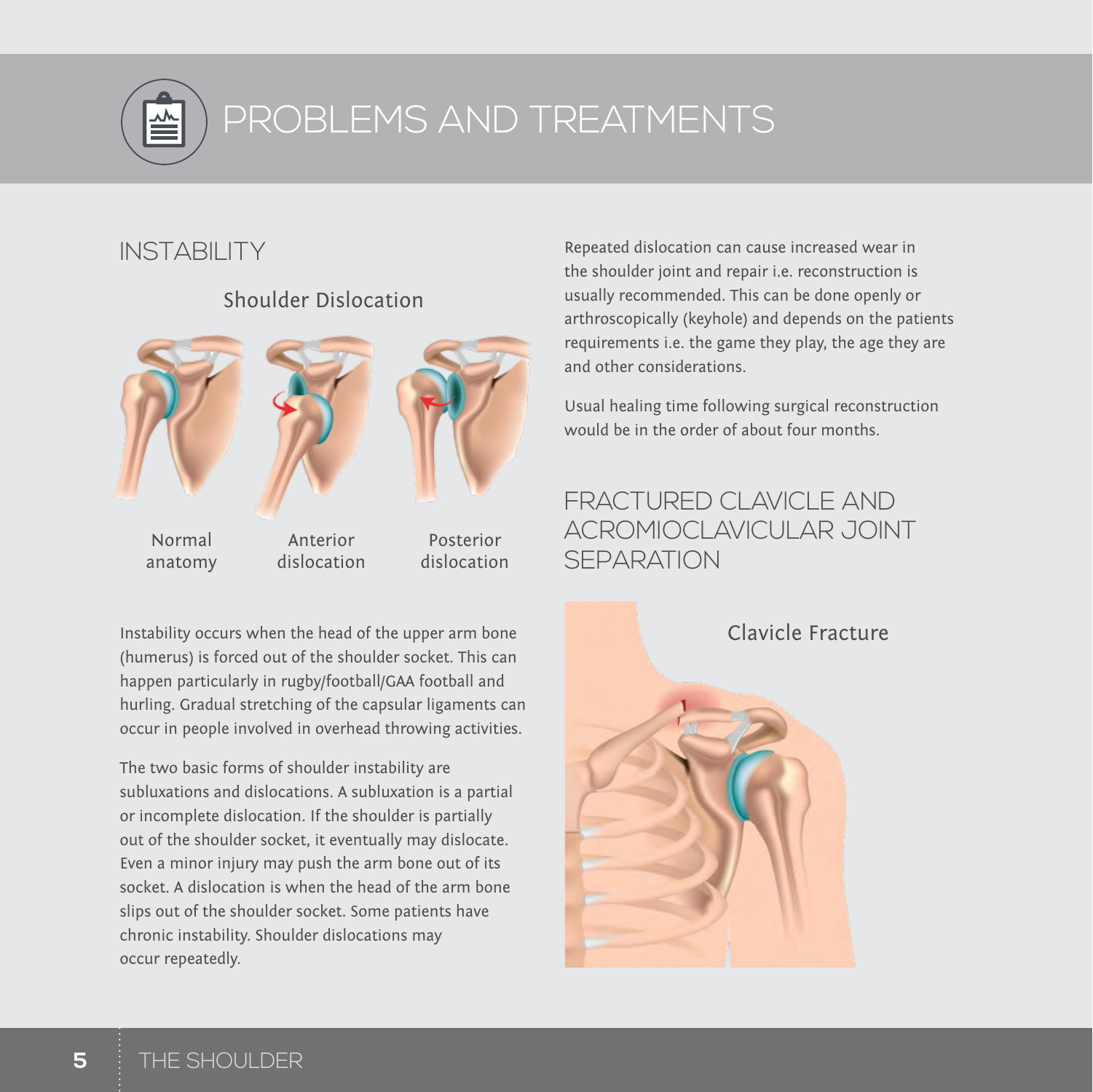# PROBLEMS AND TREATMENTS

## INSTABILITY

### Shoulder Dislocation

Normal anatomy

Anterior dislocation

Posterior dislocation

Instability occurs when the head of the upper arm bone (humerus) is forced out of the shoulder socket. This can happen particularly in rugby/football/GAA football and hurling. Gradual stretching of the capsular ligaments can occur in people involved in overhead throwing activities.

The two basic forms of shoulder instability are subluxations and dislocations. A subluxation is a partial or incomplete dislocation. If the shoulder is partially out of the shoulder socket, it eventually may dislocate. Even a minor injury may push the arm bone out of its socket. A dislocation is when the head of the arm bone slips out of the shoulder socket. Some patients have chronic instability. Shoulder dislocations may occur repeatedly.

Repeated dislocation can cause increased wear in the shoulder joint and repair i.e. reconstruction is usually recommended. This can be done openly or arthroscopically (keyhole) and depends on the patients requirements i.e. the game they play, the age they are and other considerations.

Usual healing time following surgical reconstruction would be in the order of about four months.

## FRACTURED CLAVICLE AND ACROMIOCLAVICULAR JOINT SEPARATION

### Clavicle Fracture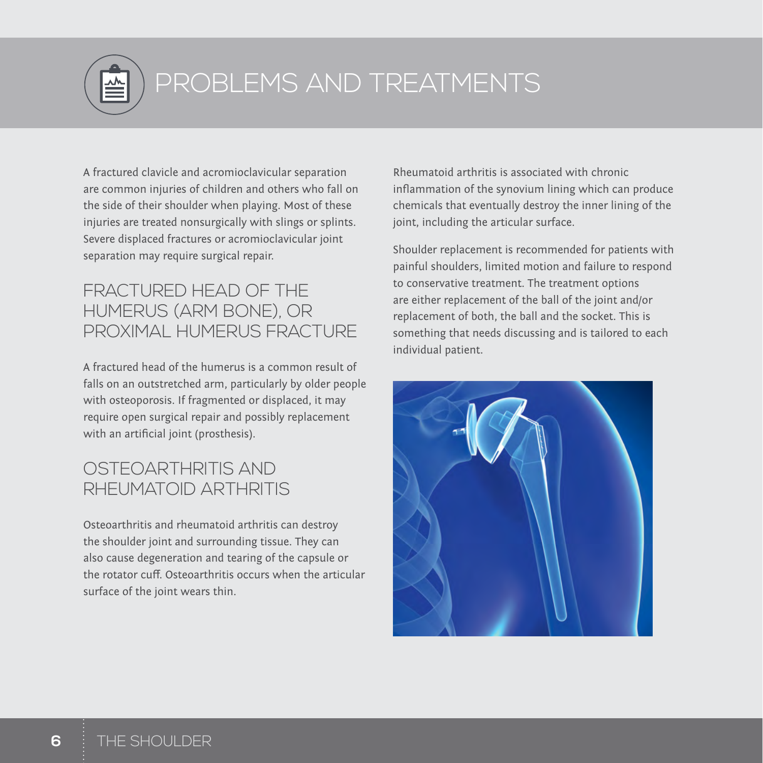# PROBLEMS AND TREATMENTS

A fractured clavicle and acromioclavicular separation are common injuries of children and others who fall on the side of their shoulder when playing. Most of these injuries are treated nonsurgically with slings or splints. Severe displaced fractures or acromioclavicular joint separation may require surgical repair.

## FRACTURED HEAD OF THE HUMERUS (ARM BONE), OR PROXIMAL HUMERUS FRACTURE

A fractured head of the humerus is a common result of falls on an outstretched arm, particularly by older people with osteoporosis. If fragmented or displaced, it may require open surgical repair and possibly replacement with an artificial joint (prosthesis).

## OSTEOARTHRITIS AND RHEUMATOID ARTHRITIS

Osteoarthritis and rheumatoid arthritis can destroy the shoulder joint and surrounding tissue. They can also cause degeneration and tearing of the capsule or the rotator cuff. Osteoarthritis occurs when the articular surface of the joint wears thin.

Rheumatoid arthritis is associated with chronic inflammation of the synovium lining which can produce chemicals that eventually destroy the inner lining of the joint, including the articular surface.

Shoulder replacement is recommended for patients with painful shoulders, limited motion and failure to respond to conservative treatment. The treatment options are either replacement of the ball of the joint and/or replacement of both, the ball and the socket. This is something that needs discussing and is tailored to each individual patient.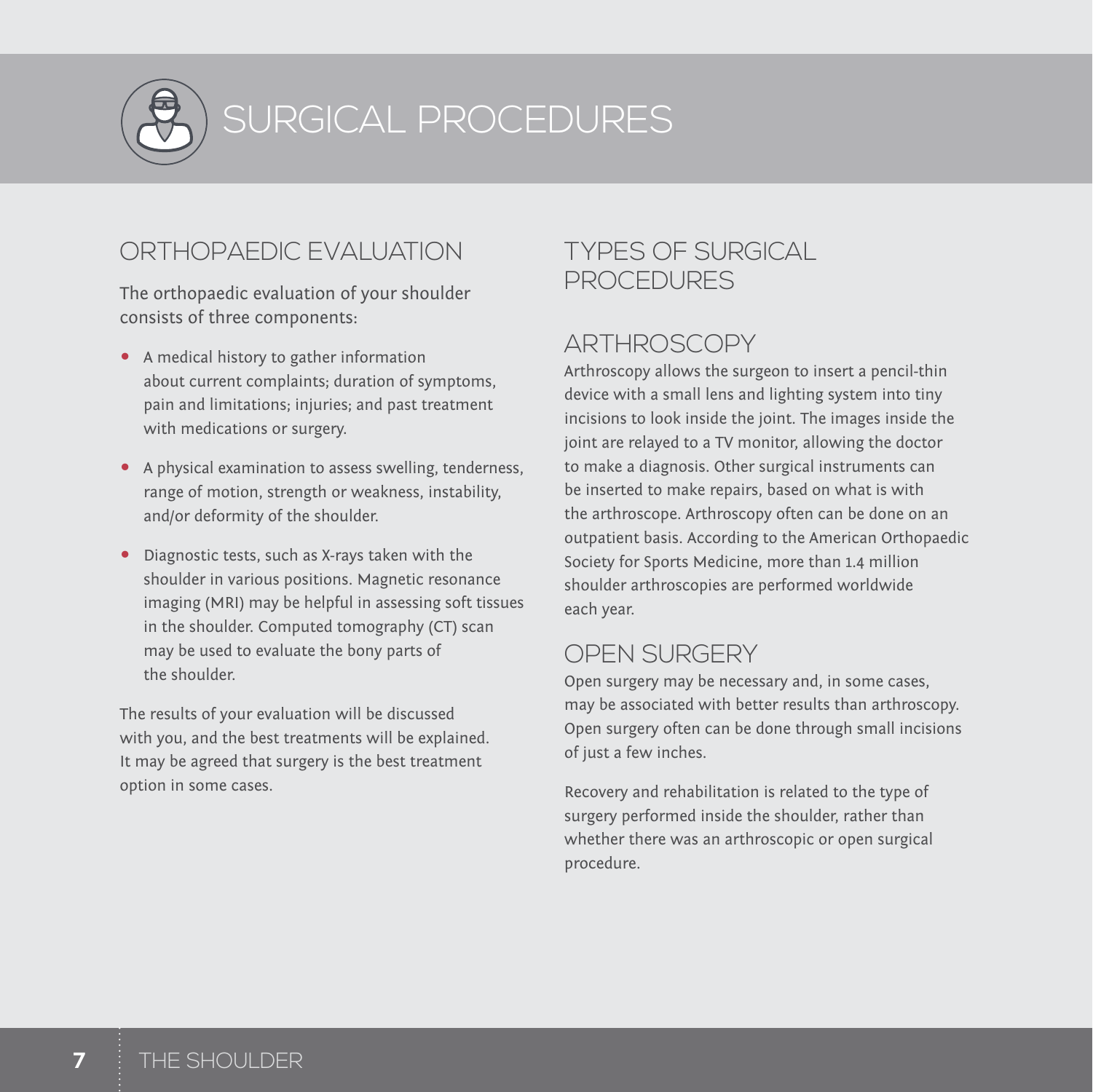# SURGICAL PROCEDURES

## ORTHOPAEDIC EVALUATION

The orthopaedic evaluation of your shoulder consists of three components:

- A medical history to gather information about current complaints; duration of symptoms, pain and limitations; injuries; and past treatment with medications or surgery.
- A physical examination to assess swelling, tenderness, range of motion, strength or weakness, instability, and/or deformity of the shoulder.
- Diagnostic tests, such as X-rays taken with the shoulder in various positions. Magnetic resonance imaging (MRI) may be helpful in assessing soft tissues in the shoulder. Computed tomography (CT) scan may be used to evaluate the bony parts of the shoulder.

The results of your evaluation will be discussed with you, and the best treatments will be explained. It may be agreed that surgery is the best treatment option in some cases.

## TYPES OF SURGICAL PROCEDURES

### ARTHROSCOPY

Arthroscopy allows the surgeon to insert a pencil-thin device with a small lens and lighting system into tiny incisions to look inside the joint. The images inside the joint are relayed to a TV monitor, allowing the doctor to make a diagnosis. Other surgical instruments can be inserted to make repairs, based on what is with the arthroscope. Arthroscopy often can be done on an outpatient basis. According to the American Orthopaedic Society for Sports Medicine, more than 1.4 million shoulder arthroscopies are performed worldwide each year.

### OPEN SURGERY

Open surgery may be necessary and, in some cases, may be associated with better results than arthroscopy. Open surgery often can be done through small incisions of just a few inches.

Recovery and rehabilitation is related to the type of surgery performed inside the shoulder, rather than whether there was an arthroscopic or open surgical procedure.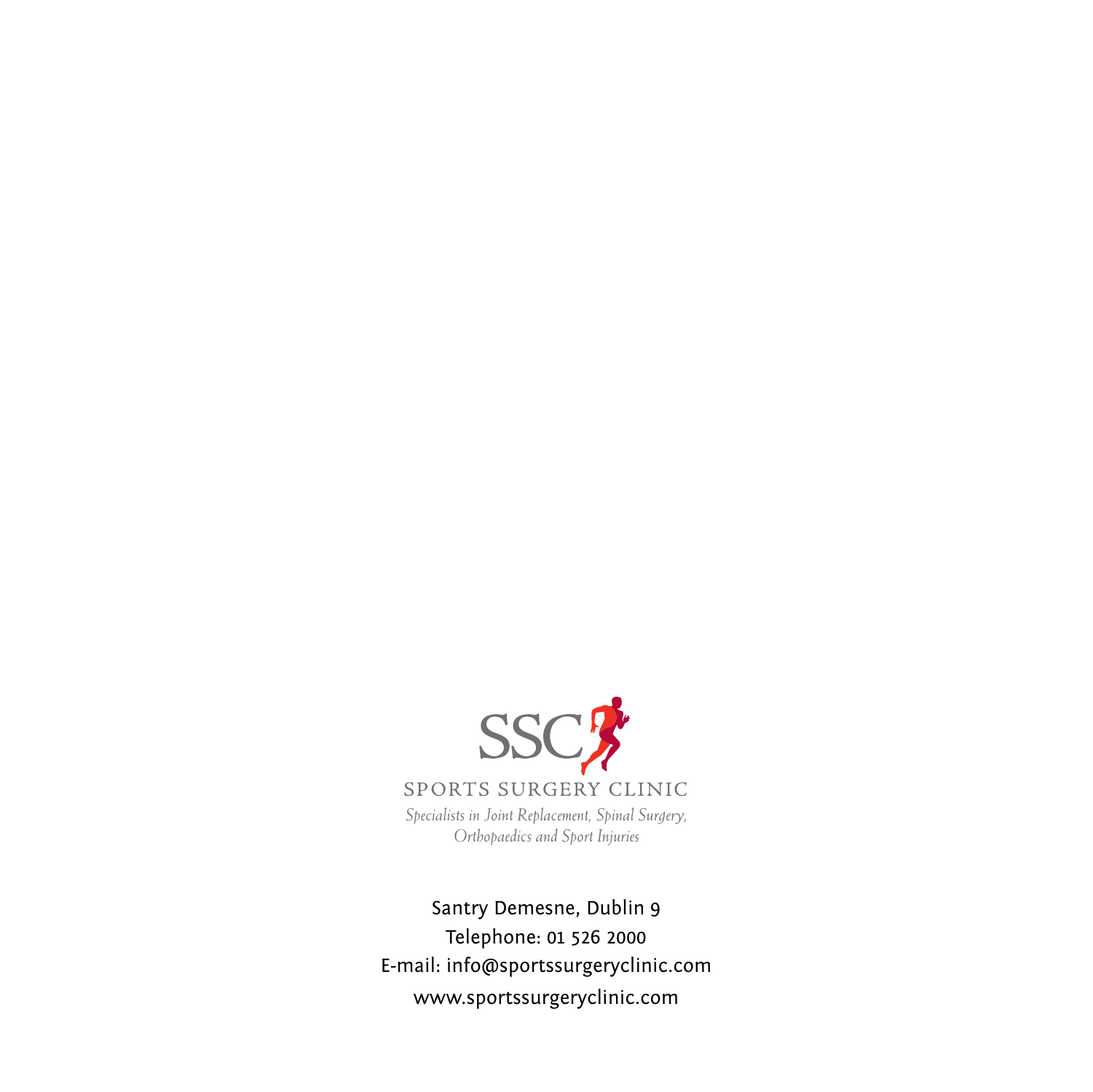SSC

SPORTS SURGERY CLINIC

*Specialists in Joint Replacement, Spinal Surgery, Orthopaedics and Sport Injuries*

Santry Demesne, Dublin 9

Telephone: 01 526 2000

E-mail: info@sportssurgeryclinic.com

www.sportssurgeryclinic.com